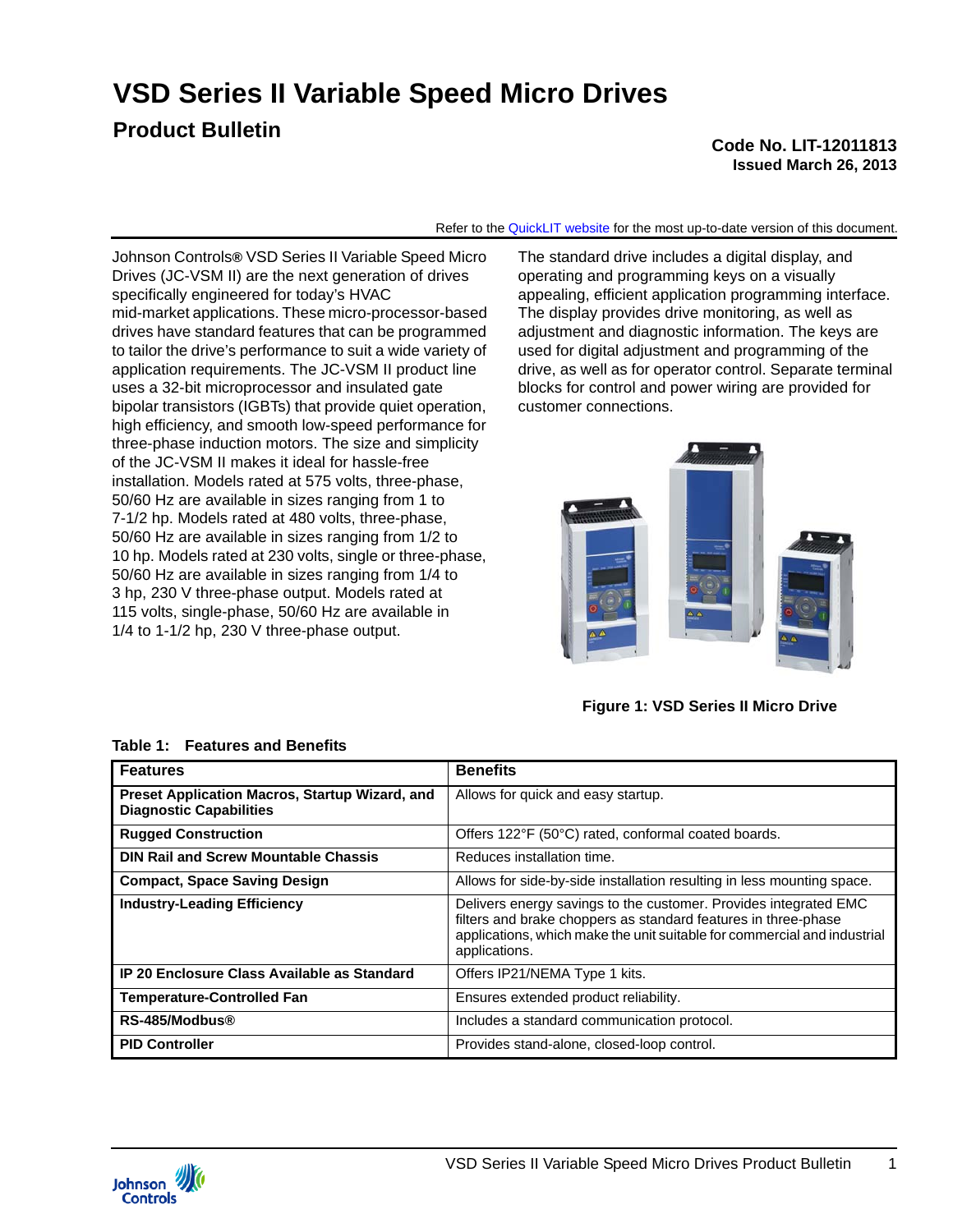# VSD Series II Variable Speed Micro Drives

## Product Bulletin

**Code No. LIT-12011813**
**Issued March 26, 2013**

Refer to the QuickLIT website for the most up-to-date version of this document.

Johnson Controls® VSD Series II Variable Speed Micro Drives (JC-VSM II) are the next generation of drives specifically engineered for today's HVAC mid-market applications. These micro-processor-based drives have standard features that can be programmed to tailor the drive's performance to suit a wide variety of application requirements. The JC-VSM II product line uses a 32-bit microprocessor and insulated gate bipolar transistors (IGBTs) that provide quiet operation, high efficiency, and smooth low-speed performance for three-phase induction motors. The size and simplicity of the JC-VSM II makes it ideal for hassle-free installation. Models rated at 575 volts, three-phase, 50/60 Hz are available in sizes ranging from 1 to 7-1/2 hp. Models rated at 480 volts, three-phase, 50/60 Hz are available in sizes ranging from 1/2 to 10 hp. Models rated at 230 volts, single or three-phase, 50/60 Hz are available in sizes ranging from 1/4 to 3 hp, 230 V three-phase output. Models rated at 115 volts, single-phase, 50/60 Hz are available in 1/4 to 1-1/2 hp, 230 V three-phase output.

The standard drive includes a digital display, and operating and programming keys on a visually appealing, efficient application programming interface. The display provides drive monitoring, as well as adjustment and diagnostic information. The keys are used for digital adjustment and programming of the drive, as well as for operator control. Separate terminal blocks for control and power wiring are provided for customer connections.

**Figure 1: VSD Series II Micro Drive**

**Table 1: Features and Benefits**

| Features | Benefits |
|---|---|
| **Preset Application Macros, Startup Wizard, and Diagnostic Capabilities** | Allows for quick and easy startup. |
| **Rugged Construction** | Offers 122°F (50°C) rated, conformal coated boards. |
| **DIN Rail and Screw Mountable Chassis** | Reduces installation time. |
| **Compact, Space Saving Design** | Allows for side-by-side installation resulting in less mounting space. |
| **Industry-Leading Efficiency** | Delivers energy savings to the customer. Provides integrated EMC filters and brake choppers as standard features in three-phase applications, which make the unit suitable for commercial and industrial applications. |
| **IP 20 Enclosure Class Available as Standard** | Offers IP21/NEMA Type 1 kits. |
| **Temperature-Controlled Fan** | Ensures extended product reliability. |
| **RS-485/Modbus®** | Includes a standard communication protocol. |
| **PID Controller** | Provides stand-alone, closed-loop control. |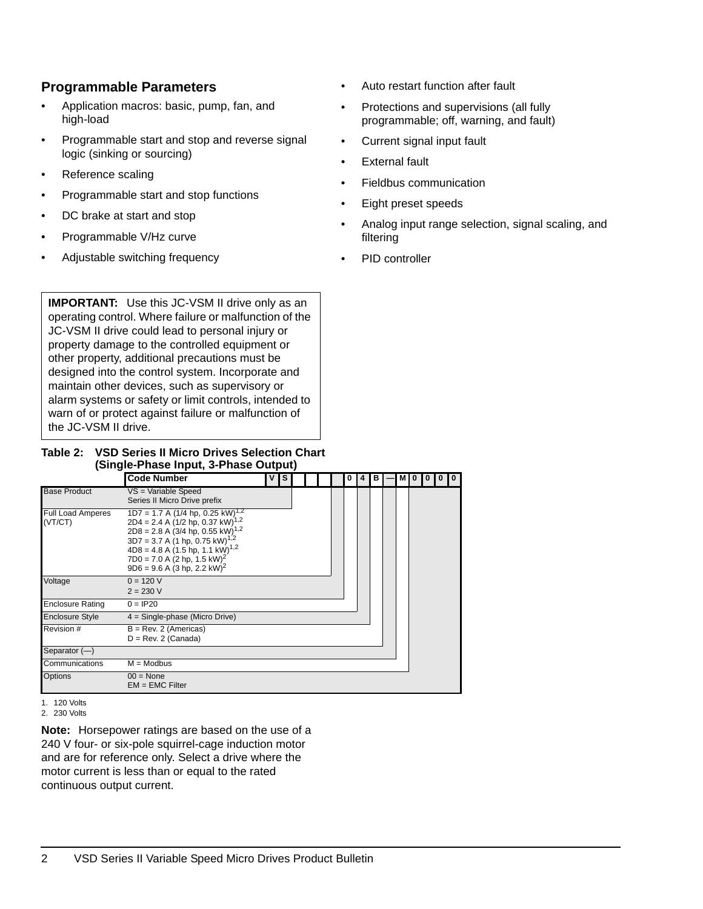## Programmable Parameters

- Application macros: basic, pump, fan, and high-load
- Programmable start and stop and reverse signal logic (sinking or sourcing)
- Reference scaling
- Programmable start and stop functions
- DC brake at start and stop
- Programmable V/Hz curve
- Adjustable switching frequency
- Auto restart function after fault
- Protections and supervisions (all fully programmable; off, warning, and fault)
- Current signal input fault
- External fault
- Fieldbus communication
- Eight preset speeds
- Analog input range selection, signal scaling, and filtering
- PID controller

> **IMPORTANT:** Use this JC-VSM II drive only as an operating control. Where failure or malfunction of the JC-VSM II drive could lead to personal injury or property damage to the controlled equipment or other property, additional precautions must be designed into the control system. Incorporate and maintain other devices, such as supervisory or alarm systems or safety or limit controls, intended to warn of or protect against failure or malfunction of the JC-VSM II drive.

**Table 2: VSD Series II Micro Drives Selection Chart (Single-Phase Input, 3-Phase Output)**

| | Code Number | V | S | | | | | 0 | 4 | B | — | M | 0 | 0 | 0 | 0 |
|---|---|---|---|---|---|---|---|---|---|---|---|---|---|---|---|---|
| Base Product | VS = Variable Speed Series II Micro Drive prefix | | | | | | | | | | | | | | | |
| Full Load Amperes (VT/CT) | 1D7 = 1.7 A (1/4 hp, 0.25 kW)[1,2]<br>2D4 = 2.4 A (1/2 hp, 0.37 kW)[1,2]<br>2D8 = 2.8 A (3/4 hp, 0.55 kW)[1,2]<br>3D7 = 3.7 A (1 hp, 0.75 kW)[1,2]<br>4D8 = 4.8 A (1.5 hp, 1.1 kW)[1,2]<br>7D0 = 7.0 A (2 hp, 1.5 kW)[2]<br>9D6 = 9.6 A (3 hp, 2.2 kW)[2] | | | | | | | | | | | | | | | |
| Voltage | 0 = 120 V<br>2 = 230 V | | | | | | | | | | | | | | | |
| Enclosure Rating | 0 = IP20 | | | | | | | | | | | | | | | |
| Enclosure Style | 4 = Single-phase (Micro Drive) | | | | | | | | | | | | | | | |
| Revision # | B = Rev. 2 (Americas)<br>D = Rev. 2 (Canada) | | | | | | | | | | | | | | | |
| Separator (—) | | | | | | | | | | | | | | | | |
| Communications | M = Modbus | | | | | | | | | | | | | | | |
| Options | 00 = None<br>EM = EMC Filter | | | | | | | | | | | | | | | |

1. 120 Volts
2. 230 Volts

**Note:** Horsepower ratings are based on the use of a 240 V four- or six-pole squirrel-cage induction motor and are for reference only. Select a drive where the motor current is less than or equal to the rated continuous output current.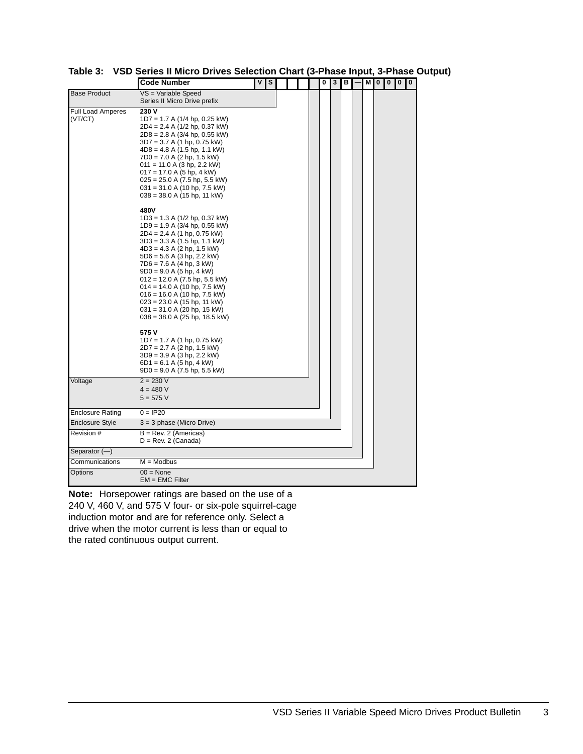**Table 3: VSD Series II Micro Drives Selection Chart (3-Phase Input, 3-Phase Output)**

**Code Number:** V S _ _ _ _ 0 3 B — M 0 0 0 0

| Field | Code |
|---|---|
| Base Product | VS = Variable Speed Series II Micro Drive prefix |
| Full Load Amperes (VT/CT) | **230 V**<br>1D7 = 1.7 A (1/4 hp, 0.25 kW)<br>2D4 = 2.4 A (1/2 hp, 0.37 kW)<br>2D8 = 2.8 A (3/4 hp, 0.55 kW)<br>3D7 = 3.7 A (1 hp, 0.75 kW)<br>4D8 = 4.8 A (1.5 hp, 1.1 kW)<br>7D0 = 7.0 A (2 hp, 1.5 kW)<br>011 = 11.0 A (3 hp, 2.2 kW)<br>017 = 17.0 A (5 hp, 4 kW)<br>025 = 25.0 A (7.5 hp, 5.5 kW)<br>031 = 31.0 A (10 hp, 7.5 kW)<br>038 = 38.0 A (15 hp, 11 kW)<br><br>**480V**<br>1D3 = 1.3 A (1/2 hp, 0.37 kW)<br>1D9 = 1.9 A (3/4 hp, 0.55 kW)<br>2D4 = 2.4 A (1 hp, 0.75 kW)<br>3D3 = 3.3 A (1.5 hp, 1.1 kW)<br>4D3 = 4.3 A (2 hp, 1.5 kW)<br>5D6 = 5.6 A (3 hp, 2.2 kW)<br>7D6 = 7.6 A (4 hp, 3 kW)<br>9D0 = 9.0 A (5 hp, 4 kW)<br>012 = 12.0 A (7.5 hp, 5.5 kW)<br>014 = 14.0 A (10 hp, 7.5 kW)<br>016 = 16.0 A (10 hp, 7.5 kW)<br>023 = 23.0 A (15 hp, 11 kW)<br>031 = 31.0 A (20 hp, 15 kW)<br>038 = 38.0 A (25 hp, 18.5 kW)<br><br>**575 V**<br>1D7 = 1.7 A (1 hp, 0.75 kW)<br>2D7 = 2.7 A (2 hp, 1.5 kW)<br>3D9 = 3.9 A (3 hp, 2.2 kW)<br>6D1 = 6.1 A (5 hp, 4 kW)<br>9D0 = 9.0 A (7.5 hp, 5.5 kW) |
| Voltage | 2 = 230 V<br>4 = 480 V<br>5 = 575 V |
| Enclosure Rating | 0 = IP20 |
| Enclosure Style | 3 = 3-phase (Micro Drive) |
| Revision # | B = Rev. 2 (Americas)<br>D = Rev. 2 (Canada) |
| Separator (—) | |
| Communications | M = Modbus |
| Options | 00 = None<br>EM = EMC Filter |

**Note:** Horsepower ratings are based on the use of a 240 V, 460 V, and 575 V four- or six-pole squirrel-cage induction motor and are for reference only. Select a drive when the motor current is less than or equal to the rated continuous output current.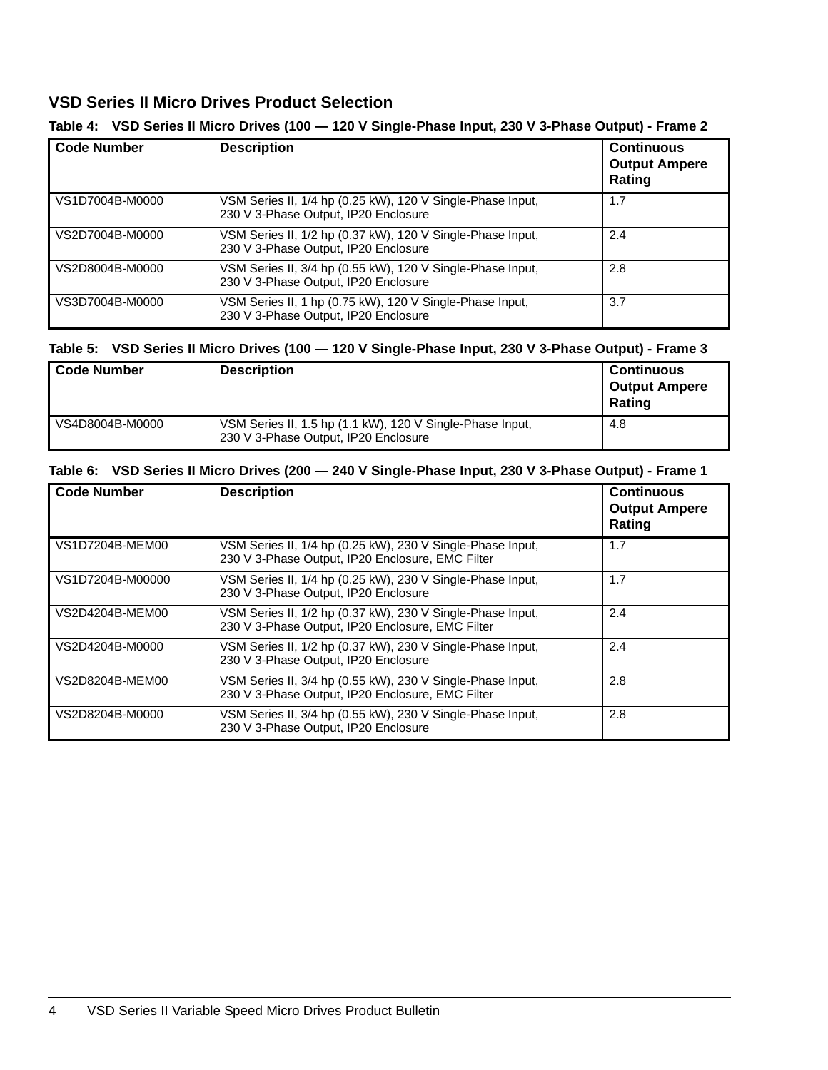## VSD Series II Micro Drives Product Selection

**Table 4: VSD Series II Micro Drives (100 — 120 V Single-Phase Input, 230 V 3-Phase Output) - Frame 2**

| Code Number | Description | Continuous Output Ampere Rating |
|---|---|---|
| VS1D7004B-M0000 | VSM Series II, 1/4 hp (0.25 kW), 120 V Single-Phase Input, 230 V 3-Phase Output, IP20 Enclosure | 1.7 |
| VS2D7004B-M0000 | VSM Series II, 1/2 hp (0.37 kW), 120 V Single-Phase Input, 230 V 3-Phase Output, IP20 Enclosure | 2.4 |
| VS2D8004B-M0000 | VSM Series II, 3/4 hp (0.55 kW), 120 V Single-Phase Input, 230 V 3-Phase Output, IP20 Enclosure | 2.8 |
| VS3D7004B-M0000 | VSM Series II, 1 hp (0.75 kW), 120 V Single-Phase Input, 230 V 3-Phase Output, IP20 Enclosure | 3.7 |

**Table 5: VSD Series II Micro Drives (100 — 120 V Single-Phase Input, 230 V 3-Phase Output) - Frame 3**

| Code Number | Description | Continuous Output Ampere Rating |
|---|---|---|
| VS4D8004B-M0000 | VSM Series II, 1.5 hp (1.1 kW), 120 V Single-Phase Input, 230 V 3-Phase Output, IP20 Enclosure | 4.8 |

**Table 6: VSD Series II Micro Drives (200 — 240 V Single-Phase Input, 230 V 3-Phase Output) - Frame 1**

| Code Number | Description | Continuous Output Ampere Rating |
|---|---|---|
| VS1D7204B-MEM00 | VSM Series II, 1/4 hp (0.25 kW), 230 V Single-Phase Input, 230 V 3-Phase Output, IP20 Enclosure, EMC Filter | 1.7 |
| VS1D7204B-M00000 | VSM Series II, 1/4 hp (0.25 kW), 230 V Single-Phase Input, 230 V 3-Phase Output, IP20 Enclosure | 1.7 |
| VS2D4204B-MEM00 | VSM Series II, 1/2 hp (0.37 kW), 230 V Single-Phase Input, 230 V 3-Phase Output, IP20 Enclosure, EMC Filter | 2.4 |
| VS2D4204B-M0000 | VSM Series II, 1/2 hp (0.37 kW), 230 V Single-Phase Input, 230 V 3-Phase Output, IP20 Enclosure | 2.4 |
| VS2D8204B-MEM00 | VSM Series II, 3/4 hp (0.55 kW), 230 V Single-Phase Input, 230 V 3-Phase Output, IP20 Enclosure, EMC Filter | 2.8 |
| VS2D8204B-M0000 | VSM Series II, 3/4 hp (0.55 kW), 230 V Single-Phase Input, 230 V 3-Phase Output, IP20 Enclosure | 2.8 |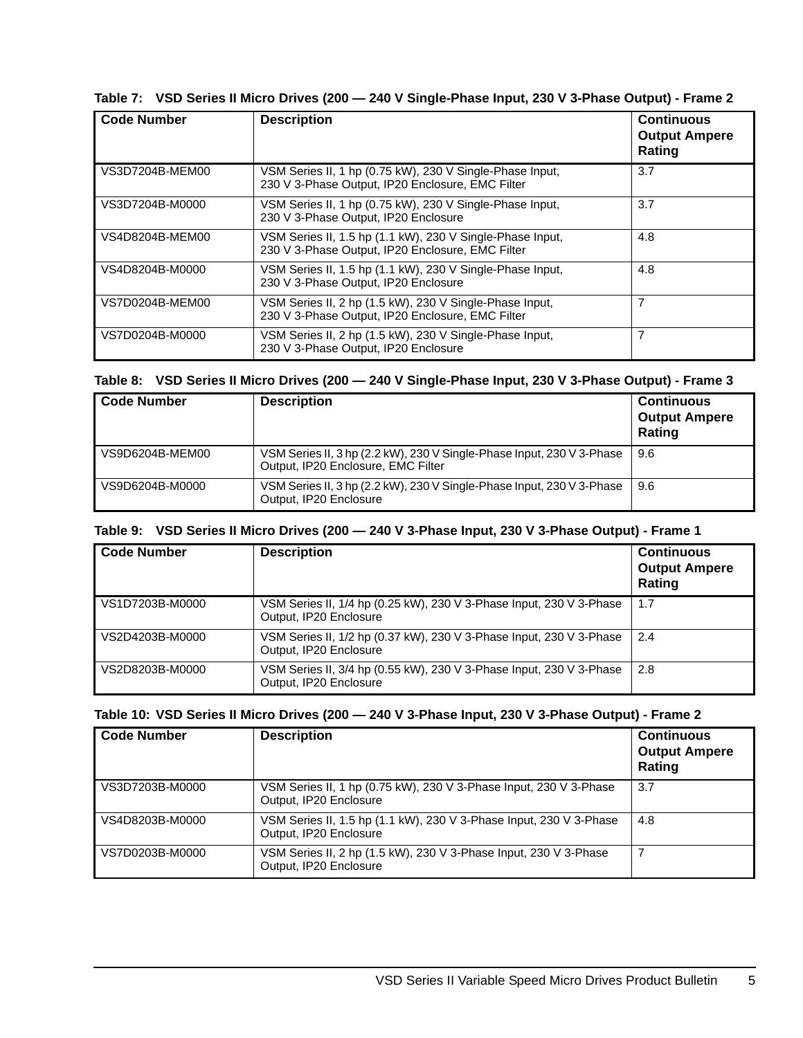**Table 7: VSD Series II Micro Drives (200 — 240 V Single-Phase Input, 230 V 3-Phase Output) - Frame 2**

| Code Number | Description | Continuous Output Ampere Rating |
|---|---|---|
| VS3D7204B-MEM00 | VSM Series II, 1 hp (0.75 kW), 230 V Single-Phase Input, 230 V 3-Phase Output, IP20 Enclosure, EMC Filter | 3.7 |
| VS3D7204B-M0000 | VSM Series II, 1 hp (0.75 kW), 230 V Single-Phase Input, 230 V 3-Phase Output, IP20 Enclosure | 3.7 |
| VS4D8204B-MEM00 | VSM Series II, 1.5 hp (1.1 kW), 230 V Single-Phase Input, 230 V 3-Phase Output, IP20 Enclosure, EMC Filter | 4.8 |
| VS4D8204B-M0000 | VSM Series II, 1.5 hp (1.1 kW), 230 V Single-Phase Input, 230 V 3-Phase Output, IP20 Enclosure | 4.8 |
| VS7D0204B-MEM00 | VSM Series II, 2 hp (1.5 kW), 230 V Single-Phase Input, 230 V 3-Phase Output, IP20 Enclosure, EMC Filter | 7 |
| VS7D0204B-M0000 | VSM Series II, 2 hp (1.5 kW), 230 V Single-Phase Input, 230 V 3-Phase Output, IP20 Enclosure | 7 |

**Table 8: VSD Series II Micro Drives (200 — 240 V Single-Phase Input, 230 V 3-Phase Output) - Frame 3**

| Code Number | Description | Continuous Output Ampere Rating |
|---|---|---|
| VS9D6204B-MEM00 | VSM Series II, 3 hp (2.2 kW), 230 V Single-Phase Input, 230 V 3-Phase Output, IP20 Enclosure, EMC Filter | 9.6 |
| VS9D6204B-M0000 | VSM Series II, 3 hp (2.2 kW), 230 V Single-Phase Input, 230 V 3-Phase Output, IP20 Enclosure | 9.6 |

**Table 9: VSD Series II Micro Drives (200 — 240 V 3-Phase Input, 230 V 3-Phase Output) - Frame 1**

| Code Number | Description | Continuous Output Ampere Rating |
|---|---|---|
| VS1D7203B-M0000 | VSM Series II, 1/4 hp (0.25 kW), 230 V 3-Phase Input, 230 V 3-Phase Output, IP20 Enclosure | 1.7 |
| VS2D4203B-M0000 | VSM Series II, 1/2 hp (0.37 kW), 230 V 3-Phase Input, 230 V 3-Phase Output, IP20 Enclosure | 2.4 |
| VS2D8203B-M0000 | VSM Series II, 3/4 hp (0.55 kW), 230 V 3-Phase Input, 230 V 3-Phase Output, IP20 Enclosure | 2.8 |

**Table 10: VSD Series II Micro Drives (200 — 240 V 3-Phase Input, 230 V 3-Phase Output) - Frame 2**

| Code Number | Description | Continuous Output Ampere Rating |
|---|---|---|
| VS3D7203B-M0000 | VSM Series II, 1 hp (0.75 kW), 230 V 3-Phase Input, 230 V 3-Phase Output, IP20 Enclosure | 3.7 |
| VS4D8203B-M0000 | VSM Series II, 1.5 hp (1.1 kW), 230 V 3-Phase Input, 230 V 3-Phase Output, IP20 Enclosure | 4.8 |
| VS7D0203B-M0000 | VSM Series II, 2 hp (1.5 kW), 230 V 3-Phase Input, 230 V 3-Phase Output, IP20 Enclosure | 7 |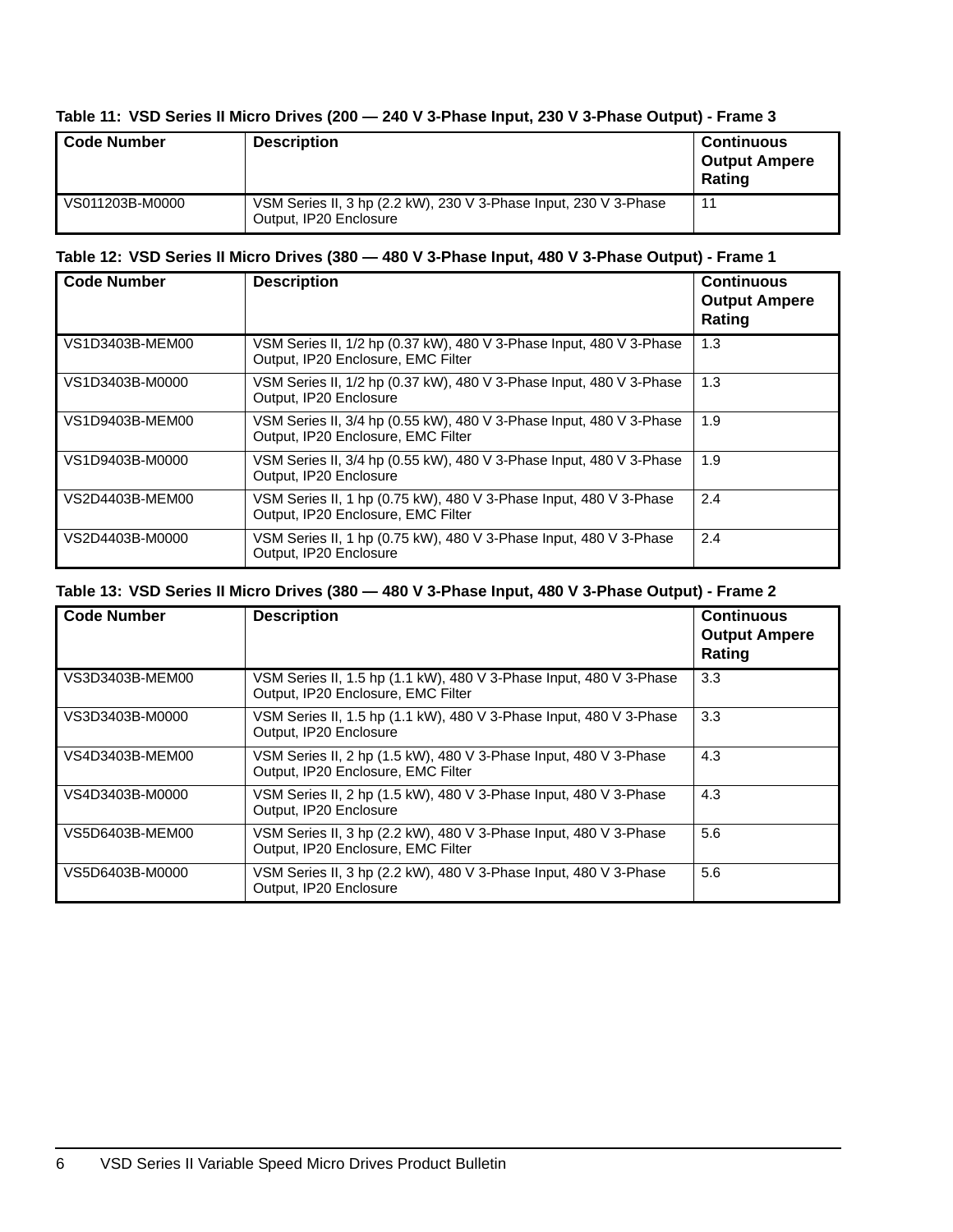**Table 11: VSD Series II Micro Drives (200 — 240 V 3-Phase Input, 230 V 3-Phase Output) - Frame 3**

| Code Number | Description | Continuous Output Ampere Rating |
|---|---|---|
| VS011203B-M0000 | VSM Series II, 3 hp (2.2 kW), 230 V 3-Phase Input, 230 V 3-Phase Output, IP20 Enclosure | 11 |

**Table 12: VSD Series II Micro Drives (380 — 480 V 3-Phase Input, 480 V 3-Phase Output) - Frame 1**

| Code Number | Description | Continuous Output Ampere Rating |
|---|---|---|
| VS1D3403B-MEM00 | VSM Series II, 1/2 hp (0.37 kW), 480 V 3-Phase Input, 480 V 3-Phase Output, IP20 Enclosure, EMC Filter | 1.3 |
| VS1D3403B-M0000 | VSM Series II, 1/2 hp (0.37 kW), 480 V 3-Phase Input, 480 V 3-Phase Output, IP20 Enclosure | 1.3 |
| VS1D9403B-MEM00 | VSM Series II, 3/4 hp (0.55 kW), 480 V 3-Phase Input, 480 V 3-Phase Output, IP20 Enclosure, EMC Filter | 1.9 |
| VS1D9403B-M0000 | VSM Series II, 3/4 hp (0.55 kW), 480 V 3-Phase Input, 480 V 3-Phase Output, IP20 Enclosure | 1.9 |
| VS2D4403B-MEM00 | VSM Series II, 1 hp (0.75 kW), 480 V 3-Phase Input, 480 V 3-Phase Output, IP20 Enclosure, EMC Filter | 2.4 |
| VS2D4403B-M0000 | VSM Series II, 1 hp (0.75 kW), 480 V 3-Phase Input, 480 V 3-Phase Output, IP20 Enclosure | 2.4 |

**Table 13: VSD Series II Micro Drives (380 — 480 V 3-Phase Input, 480 V 3-Phase Output) - Frame 2**

| Code Number | Description | Continuous Output Ampere Rating |
|---|---|---|
| VS3D3403B-MEM00 | VSM Series II, 1.5 hp (1.1 kW), 480 V 3-Phase Input, 480 V 3-Phase Output, IP20 Enclosure, EMC Filter | 3.3 |
| VS3D3403B-M0000 | VSM Series II, 1.5 hp (1.1 kW), 480 V 3-Phase Input, 480 V 3-Phase Output, IP20 Enclosure | 3.3 |
| VS4D3403B-MEM00 | VSM Series II, 2 hp (1.5 kW), 480 V 3-Phase Input, 480 V 3-Phase Output, IP20 Enclosure, EMC Filter | 4.3 |
| VS4D3403B-M0000 | VSM Series II, 2 hp (1.5 kW), 480 V 3-Phase Input, 480 V 3-Phase Output, IP20 Enclosure | 4.3 |
| VS5D6403B-MEM00 | VSM Series II, 3 hp (2.2 kW), 480 V 3-Phase Input, 480 V 3-Phase Output, IP20 Enclosure, EMC Filter | 5.6 |
| VS5D6403B-M0000 | VSM Series II, 3 hp (2.2 kW), 480 V 3-Phase Input, 480 V 3-Phase Output, IP20 Enclosure | 5.6 |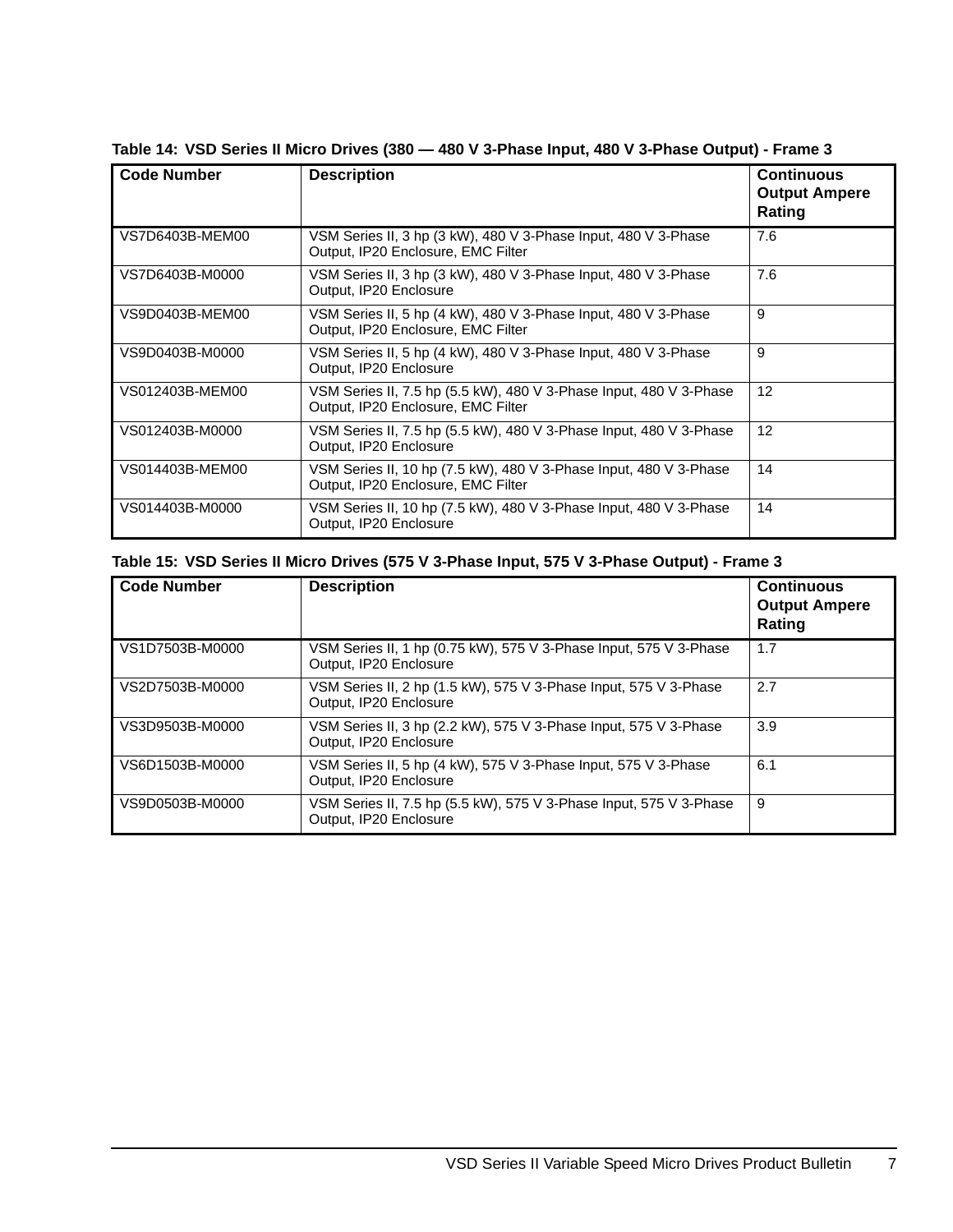**Table 14: VSD Series II Micro Drives (380 — 480 V 3-Phase Input, 480 V 3-Phase Output) - Frame 3**

| Code Number | Description | Continuous Output Ampere Rating |
|---|---|---|
| VS7D6403B-MEM00 | VSM Series II, 3 hp (3 kW), 480 V 3-Phase Input, 480 V 3-Phase Output, IP20 Enclosure, EMC Filter | 7.6 |
| VS7D6403B-M0000 | VSM Series II, 3 hp (3 kW), 480 V 3-Phase Input, 480 V 3-Phase Output, IP20 Enclosure | 7.6 |
| VS9D0403B-MEM00 | VSM Series II, 5 hp (4 kW), 480 V 3-Phase Input, 480 V 3-Phase Output, IP20 Enclosure, EMC Filter | 9 |
| VS9D0403B-M0000 | VSM Series II, 5 hp (4 kW), 480 V 3-Phase Input, 480 V 3-Phase Output, IP20 Enclosure | 9 |
| VS012403B-MEM00 | VSM Series II, 7.5 hp (5.5 kW), 480 V 3-Phase Input, 480 V 3-Phase Output, IP20 Enclosure, EMC Filter | 12 |
| VS012403B-M0000 | VSM Series II, 7.5 hp (5.5 kW), 480 V 3-Phase Input, 480 V 3-Phase Output, IP20 Enclosure | 12 |
| VS014403B-MEM00 | VSM Series II, 10 hp (7.5 kW), 480 V 3-Phase Input, 480 V 3-Phase Output, IP20 Enclosure, EMC Filter | 14 |
| VS014403B-M0000 | VSM Series II, 10 hp (7.5 kW), 480 V 3-Phase Input, 480 V 3-Phase Output, IP20 Enclosure | 14 |

**Table 15: VSD Series II Micro Drives (575 V 3-Phase Input, 575 V 3-Phase Output) - Frame 3**

| Code Number | Description | Continuous Output Ampere Rating |
|---|---|---|
| VS1D7503B-M0000 | VSM Series II, 1 hp (0.75 kW), 575 V 3-Phase Input, 575 V 3-Phase Output, IP20 Enclosure | 1.7 |
| VS2D7503B-M0000 | VSM Series II, 2 hp (1.5 kW), 575 V 3-Phase Input, 575 V 3-Phase Output, IP20 Enclosure | 2.7 |
| VS3D9503B-M0000 | VSM Series II, 3 hp (2.2 kW), 575 V 3-Phase Input, 575 V 3-Phase Output, IP20 Enclosure | 3.9 |
| VS6D1503B-M0000 | VSM Series II, 5 hp (4 kW), 575 V 3-Phase Input, 575 V 3-Phase Output, IP20 Enclosure | 6.1 |
| VS9D0503B-M0000 | VSM Series II, 7.5 hp (5.5 kW), 575 V 3-Phase Input, 575 V 3-Phase Output, IP20 Enclosure | 9 |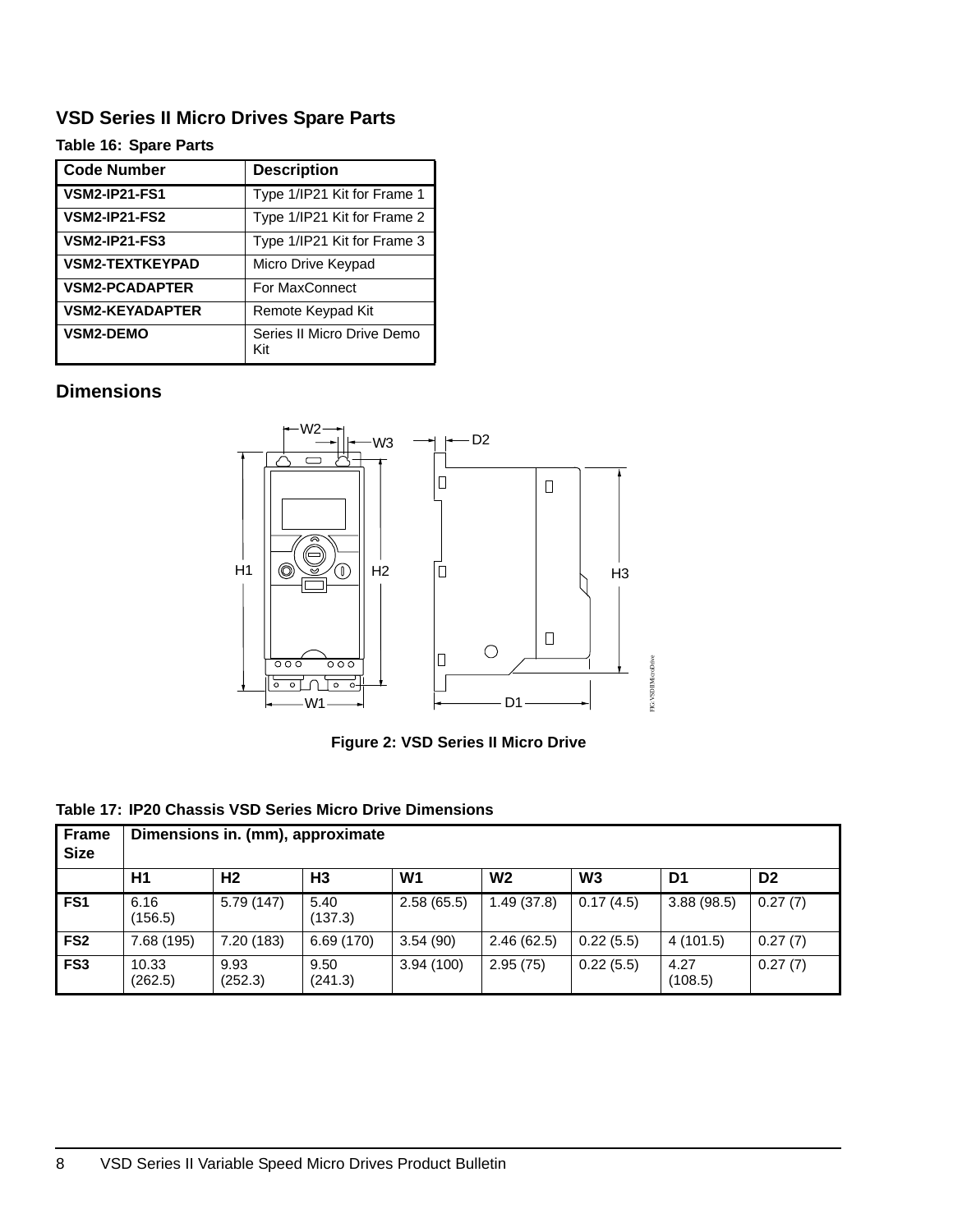## VSD Series II Micro Drives Spare Parts

**Table 16: Spare Parts**

| Code Number | Description |
|---|---|
| **VSM2-IP21-FS1** | Type 1/IP21 Kit for Frame 1 |
| **VSM2-IP21-FS2** | Type 1/IP21 Kit for Frame 2 |
| **VSM2-IP21-FS3** | Type 1/IP21 Kit for Frame 3 |
| **VSM2-TEXTKEYPAD** | Micro Drive Keypad |
| **VSM2-PCADAPTER** | For MaxConnect |
| **VSM2-KEYADAPTER** | Remote Keypad Kit |
| **VSM2-DEMO** | Series II Micro Drive Demo Kit |

## Dimensions

**Figure 2: VSD Series II Micro Drive**

**Table 17: IP20 Chassis VSD Series Micro Drive Dimensions**

| Frame Size | Dimensions in. (mm), approximate | | | | | | | |
|---|---|---|---|---|---|---|---|---|
| | **H1** | **H2** | **H3** | **W1** | **W2** | **W3** | **D1** | **D2** |
| **FS1** | 6.16 (156.5) | 5.79 (147) | 5.40 (137.3) | 2.58 (65.5) | 1.49 (37.8) | 0.17 (4.5) | 3.88 (98.5) | 0.27 (7) |
| **FS2** | 7.68 (195) | 7.20 (183) | 6.69 (170) | 3.54 (90) | 2.46 (62.5) | 0.22 (5.5) | 4 (101.5) | 0.27 (7) |
| **FS3** | 10.33 (262.5) | 9.93 (252.3) | 9.50 (241.3) | 3.94 (100) | 2.95 (75) | 0.22 (5.5) | 4.27 (108.5) | 0.27 (7) |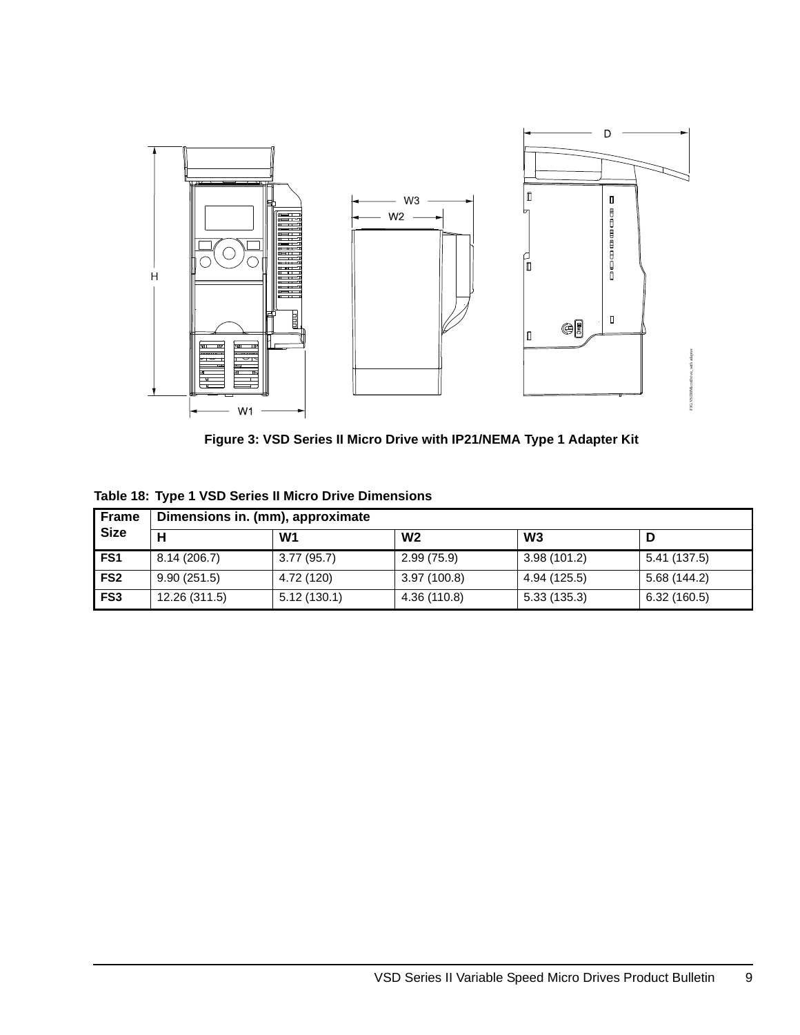Figure 3: VSD Series II Micro Drive with IP21/NEMA Type 1 Adapter Kit

Table 18: Type 1 VSD Series II Micro Drive Dimensions

| Frame Size | Dimensions in. (mm), approximate | | | | |
|---|---|---|---|---|---|
| | H | W1 | W2 | W3 | D |
| FS1 | 8.14 (206.7) | 3.77 (95.7) | 2.99 (75.9) | 3.98 (101.2) | 5.41 (137.5) |
| FS2 | 9.90 (251.5) | 4.72 (120) | 3.97 (100.8) | 4.94 (125.5) | 5.68 (144.2) |
| FS3 | 12.26 (311.5) | 5.12 (130.1) | 4.36 (110.8) | 5.33 (135.3) | 6.32 (160.5) |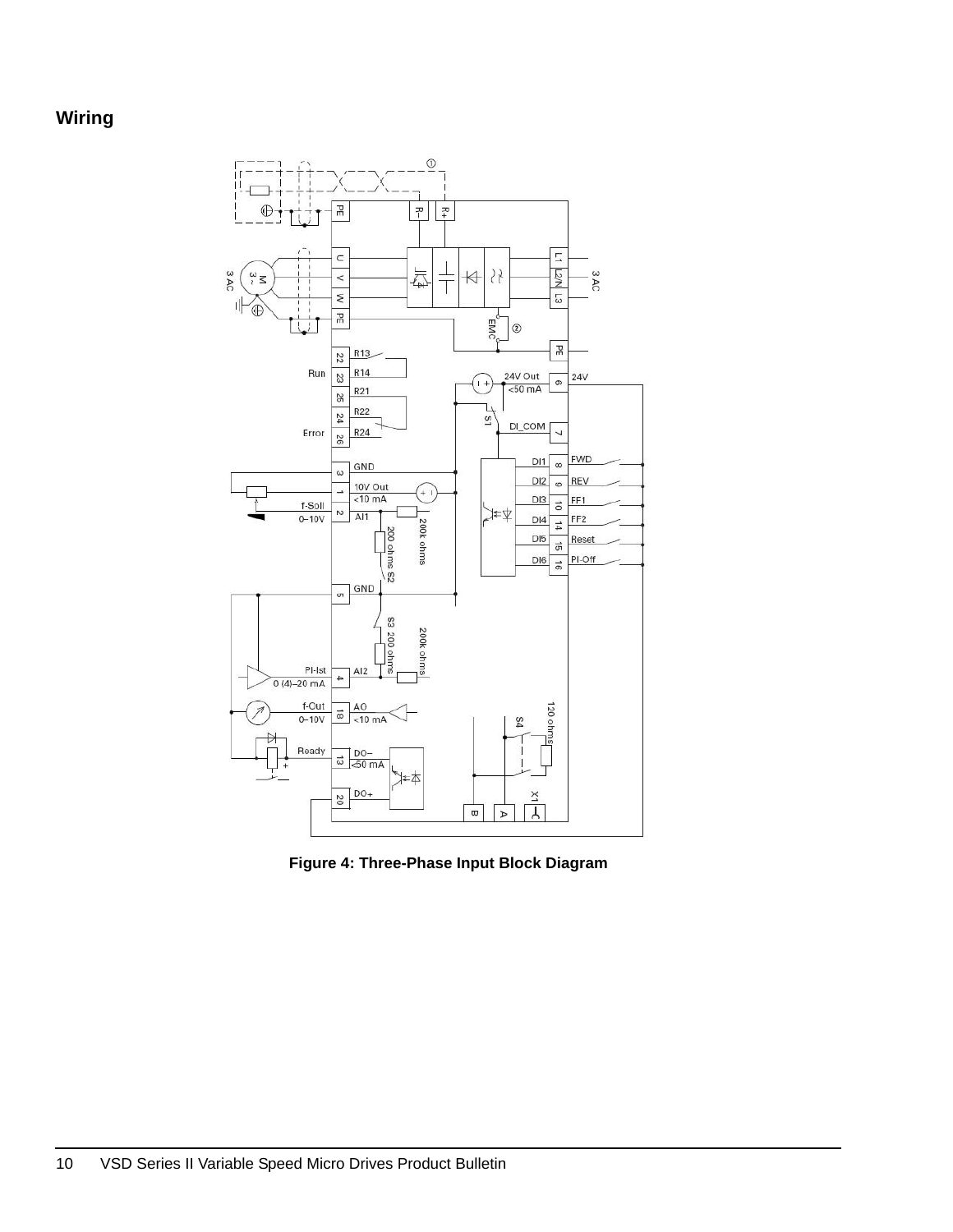## Wiring

Figure 4: Three-Phase Input Block Diagram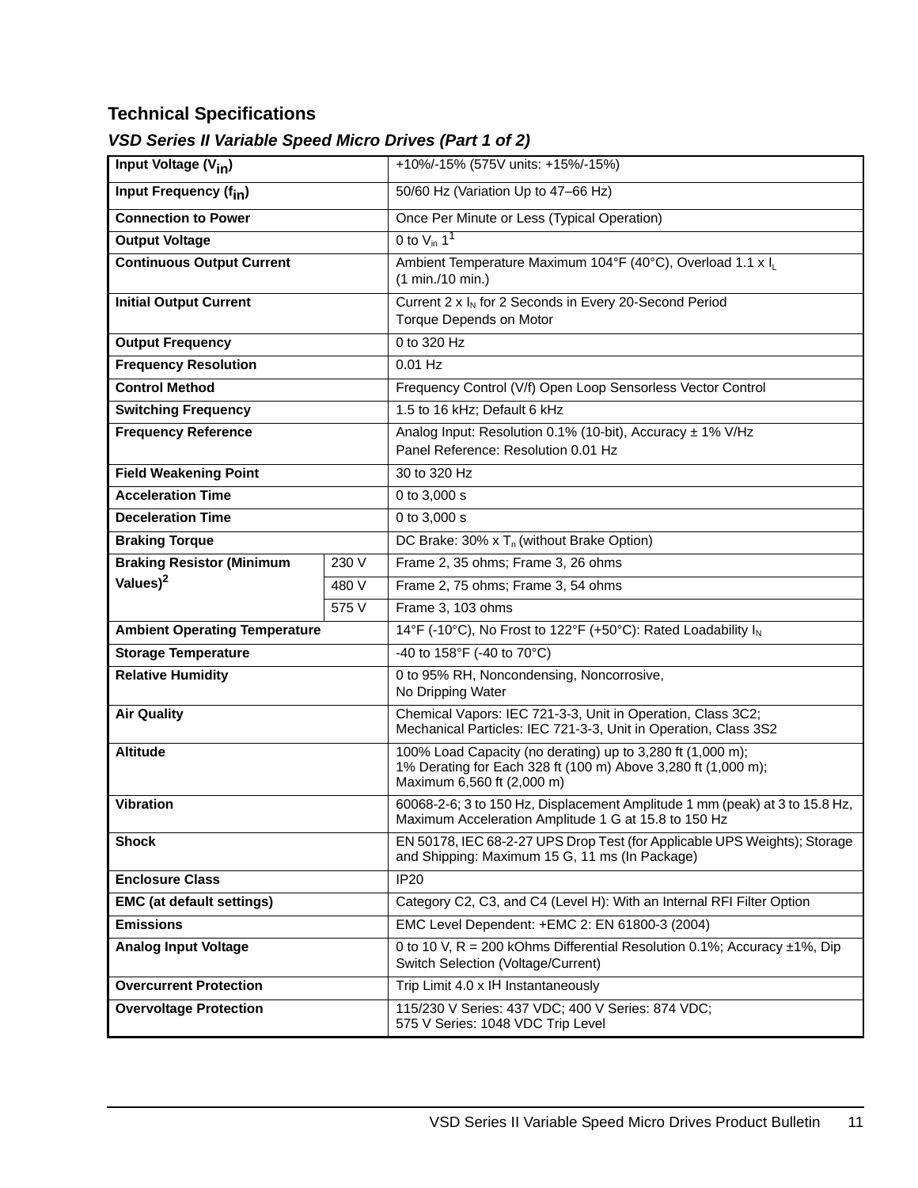## Technical Specifications

### *VSD Series II Variable Speed Micro Drives (Part 1 of 2)*

| | | |
|---|---|---|
| **Input Voltage ($V_{in}$)** | | +10%/-15% (575V units: +15%/-15%) |
| **Input Frequency ($f_{in}$)** | | 50/60 Hz (Variation Up to 47–66 Hz) |
| **Connection to Power** | | Once Per Minute or Less (Typical Operation) |
| **Output Voltage** | | 0 to $V_{in}$ 1[1] |
| **Continuous Output Current** | | Ambient Temperature Maximum 104°F (40°C), Overload 1.1 x $I_L$ (1 min./10 min.) |
| **Initial Output Current** | | Current 2 x $I_N$ for 2 Seconds in Every 20-Second Period Torque Depends on Motor |
| **Output Frequency** | | 0 to 320 Hz |
| **Frequency Resolution** | | 0.01 Hz |
| **Control Method** | | Frequency Control (V/f) Open Loop Sensorless Vector Control |
| **Switching Frequency** | | 1.5 to 16 kHz; Default 6 kHz |
| **Frequency Reference** | | Analog Input: Resolution 0.1% (10-bit), Accuracy ± 1% V/Hz Panel Reference: Resolution 0.01 Hz |
| **Field Weakening Point** | | 30 to 320 Hz |
| **Acceleration Time** | | 0 to 3,000 s |
| **Deceleration Time** | | 0 to 3,000 s |
| **Braking Torque** | | DC Brake: 30% x $T_n$ (without Brake Option) |
| **Braking Resistor (Minimum Values)[2]** | 230 V | Frame 2, 35 ohms; Frame 3, 26 ohms |
| | 480 V | Frame 2, 75 ohms; Frame 3, 54 ohms |
| | 575 V | Frame 3, 103 ohms |
| **Ambient Operating Temperature** | | 14°F (-10°C), No Frost to 122°F (+50°C): Rated Loadability $I_N$ |
| **Storage Temperature** | | -40 to 158°F (-40 to 70°C) |
| **Relative Humidity** | | 0 to 95% RH, Noncondensing, Noncorrosive, No Dripping Water |
| **Air Quality** | | Chemical Vapors: IEC 721-3-3, Unit in Operation, Class 3C2; Mechanical Particles: IEC 721-3-3, Unit in Operation, Class 3S2 |
| **Altitude** | | 100% Load Capacity (no derating) up to 3,280 ft (1,000 m); 1% Derating for Each 328 ft (100 m) Above 3,280 ft (1,000 m); Maximum 6,560 ft (2,000 m) |
| **Vibration** | | 60068-2-6; 3 to 150 Hz, Displacement Amplitude 1 mm (peak) at 3 to 15.8 Hz, Maximum Acceleration Amplitude 1 G at 15.8 to 150 Hz |
| **Shock** | | EN 50178, IEC 68-2-27 UPS Drop Test (for Applicable UPS Weights); Storage and Shipping: Maximum 15 G, 11 ms (In Package) |
| **Enclosure Class** | | IP20 |
| **EMC (at default settings)** | | Category C2, C3, and C4 (Level H): With an Internal RFI Filter Option |
| **Emissions** | | EMC Level Dependent: +EMC 2: EN 61800-3 (2004) |
| **Analog Input Voltage** | | 0 to 10 V, R = 200 kOhms Differential Resolution 0.1%; Accuracy ±1%, Dip Switch Selection (Voltage/Current) |
| **Overcurrent Protection** | | Trip Limit 4.0 x IH Instantaneously |
| **Overvoltage Protection** | | 115/230 V Series: 437 VDC; 400 V Series: 874 VDC; 575 V Series: 1048 VDC Trip Level |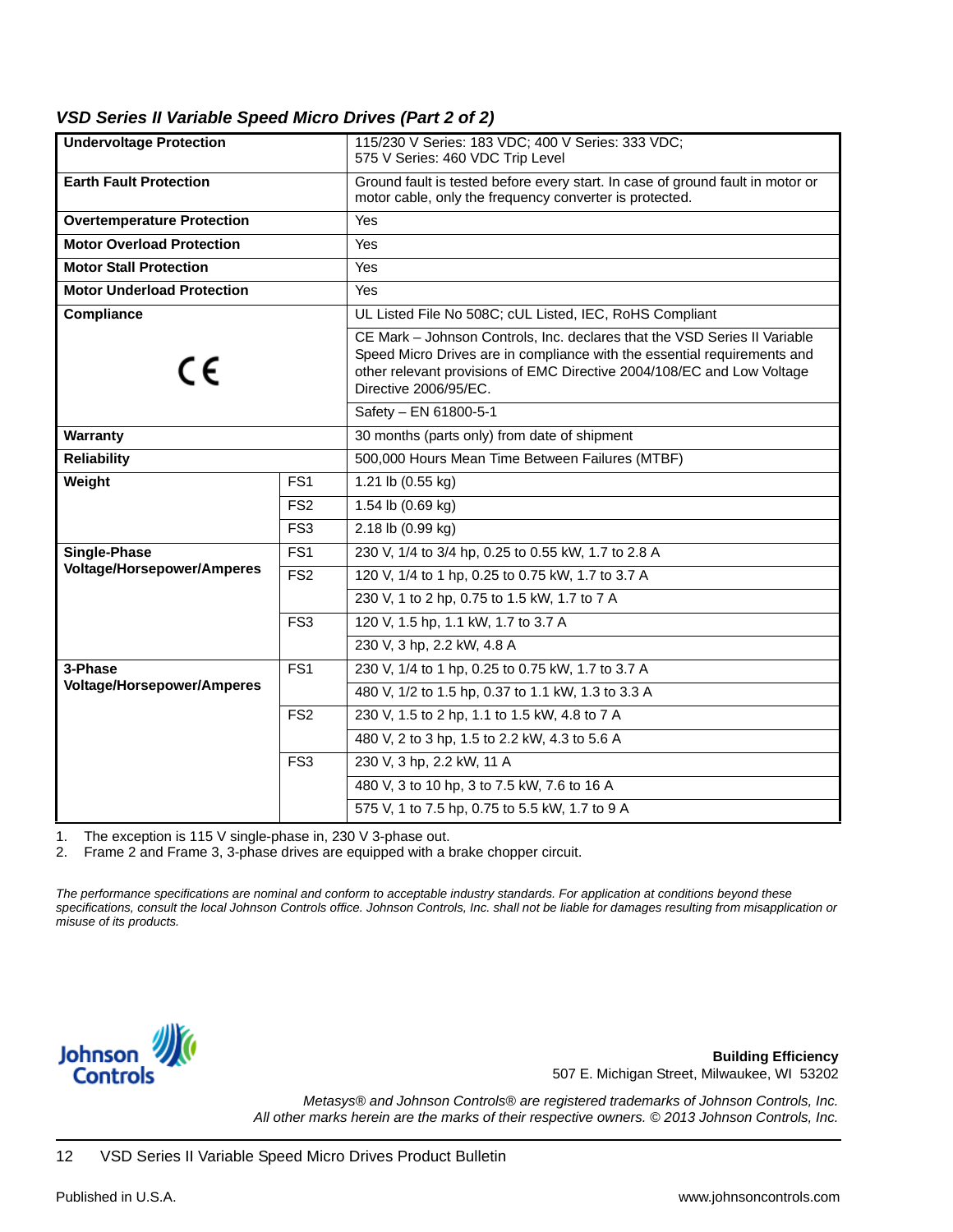### *VSD Series II Variable Speed Micro Drives (Part 2 of 2)*

| | | |
|---|---|---|
| **Undervoltage Protection** | | 115/230 V Series: 183 VDC; 400 V Series: 333 VDC; 575 V Series: 460 VDC Trip Level |
| **Earth Fault Protection** | | Ground fault is tested before every start. In case of ground fault in motor or motor cable, only the frequency converter is protected. |
| **Overtemperature Protection** | | Yes |
| **Motor Overload Protection** | | Yes |
| **Motor Stall Protection** | | Yes |
| **Motor Underload Protection** | | Yes |
| **Compliance** | | UL Listed File No 508C; cUL Listed, IEC, RoHS Compliant |
| CE | | CE Mark – Johnson Controls, Inc. declares that the VSD Series II Variable Speed Micro Drives are in compliance with the essential requirements and other relevant provisions of EMC Directive 2004/108/EC and Low Voltage Directive 2006/95/EC. |
| | | Safety – EN 61800-5-1 |
| **Warranty** | | 30 months (parts only) from date of shipment |
| **Reliability** | | 500,000 Hours Mean Time Between Failures (MTBF) |
| **Weight** | FS1 | 1.21 lb (0.55 kg) |
| | FS2 | 1.54 lb (0.69 kg) |
| | FS3 | 2.18 lb (0.99 kg) |
| **Single-Phase Voltage/Horsepower/Amperes** | FS1 | 230 V, 1/4 to 3/4 hp, 0.25 to 0.55 kW, 1.7 to 2.8 A |
| | FS2 | 120 V, 1/4 to 1 hp, 0.25 to 0.75 kW, 1.7 to 3.7 A |
| | | 230 V, 1 to 2 hp, 0.75 to 1.5 kW, 1.7 to 7 A |
| | FS3 | 120 V, 1.5 hp, 1.1 kW, 1.7 to 3.7 A |
| | | 230 V, 3 hp, 2.2 kW, 4.8 A |
| **3-Phase Voltage/Horsepower/Amperes** | FS1 | 230 V, 1/4 to 1 hp, 0.25 to 0.75 kW, 1.7 to 3.7 A |
| | | 480 V, 1/2 to 1.5 hp, 0.37 to 1.1 kW, 1.3 to 3.3 A |
| | FS2 | 230 V, 1.5 to 2 hp, 1.1 to 1.5 kW, 4.8 to 7 A |
| | | 480 V, 2 to 3 hp, 1.5 to 2.2 kW, 4.3 to 5.6 A |
| | FS3 | 230 V, 3 hp, 2.2 kW, 11 A |
| | | 480 V, 3 to 10 hp, 3 to 7.5 kW, 7.6 to 16 A |
| | | 575 V, 1 to 7.5 hp, 0.75 to 5.5 kW, 1.7 to 9 A |

1. The exception is 115 V single-phase in, 230 V 3-phase out.
2. Frame 2 and Frame 3, 3-phase drives are equipped with a brake chopper circuit.

*The performance specifications are nominal and conform to acceptable industry standards. For application at conditions beyond these specifications, consult the local Johnson Controls office. Johnson Controls, Inc. shall not be liable for damages resulting from misapplication or misuse of its products.*

Johnson Controls

**Building Efficiency**
507 E. Michigan Street, Milwaukee, WI 53202

*Metasys® and Johnson Controls® are registered trademarks of Johnson Controls, Inc.*
*All other marks herein are the marks of their respective owners. © 2013 Johnson Controls, Inc.*

Published in U.S.A.

www.johnsoncontrols.com